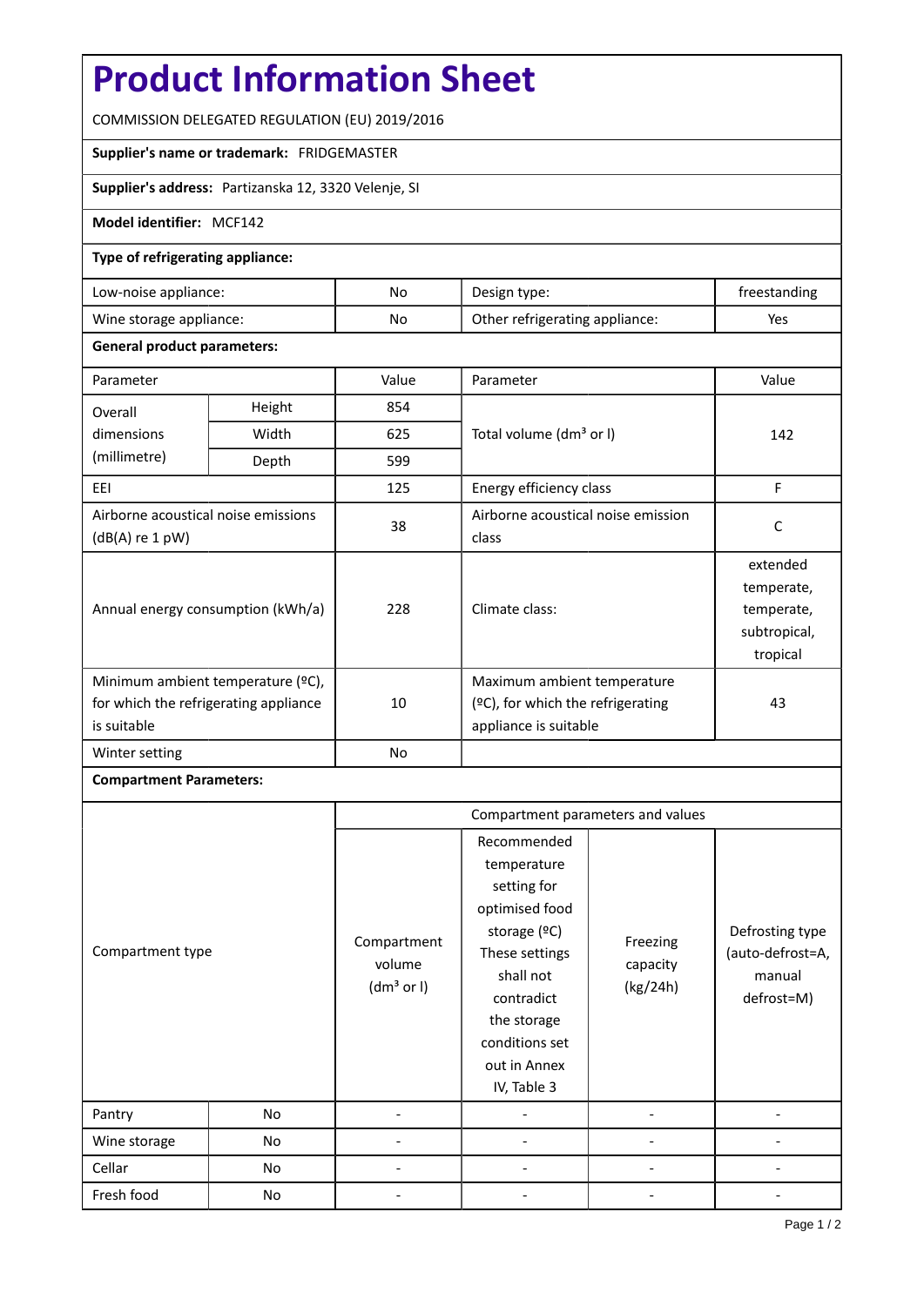# Product Information Sheet

COMMISSION DELEGATED REGULATION (EU) 2019/2016

**Supplier's name or trademark:** FRIDGEMASTER

**Supplier's address:** Partizanska 12, 3320 Velenje, SI

**Model identifier:** MCF142

**Type of refrigerating appliance:**

| | | | |
|---|---|---|---|
| Low-noise appliance: | No | Design type: | freestanding |
| Wine storage appliance: | No | Other refrigerating appliance: | Yes |

**General product parameters:**

| Parameter | | Value | Parameter | Value |
|---|---|---|---|---|
| Overall dimensions (millimetre) | Height | 854 | Total volume (dm³ or l) | 142 |
| | Width | 625 | | |
| | Depth | 599 | | |
| EEI | | 125 | Energy efficiency class | F |
| Airborne acoustical noise emissions (dB(A) re 1 pW) | | 38 | Airborne acoustical noise emission class | C |
| Annual energy consumption (kWh/a) | | 228 | Climate class: | extended temperate, temperate, subtropical, tropical |
| Minimum ambient temperature (ºC), for which the refrigerating appliance is suitable | | 10 | Maximum ambient temperature (ºC), for which the refrigerating appliance is suitable | 43 |
| Winter setting | | No | | |

**Compartment Parameters:**

| Compartment type | | Compartment parameters and values | | | |
|---|---|---|---|---|---|
| | | Compartment volume (dm³ or l) | Recommended temperature setting for optimised food storage (ºC) These settings shall not contradict the storage conditions set out in Annex IV, Table 3 | Freezing capacity (kg/24h) | Defrosting type (auto-defrost=A, manual defrost=M) |
| Pantry | No | - | - | - | - |
| Wine storage | No | - | - | - | - |
| Cellar | No | - | - | - | - |
| Fresh food | No | - | - | - | - |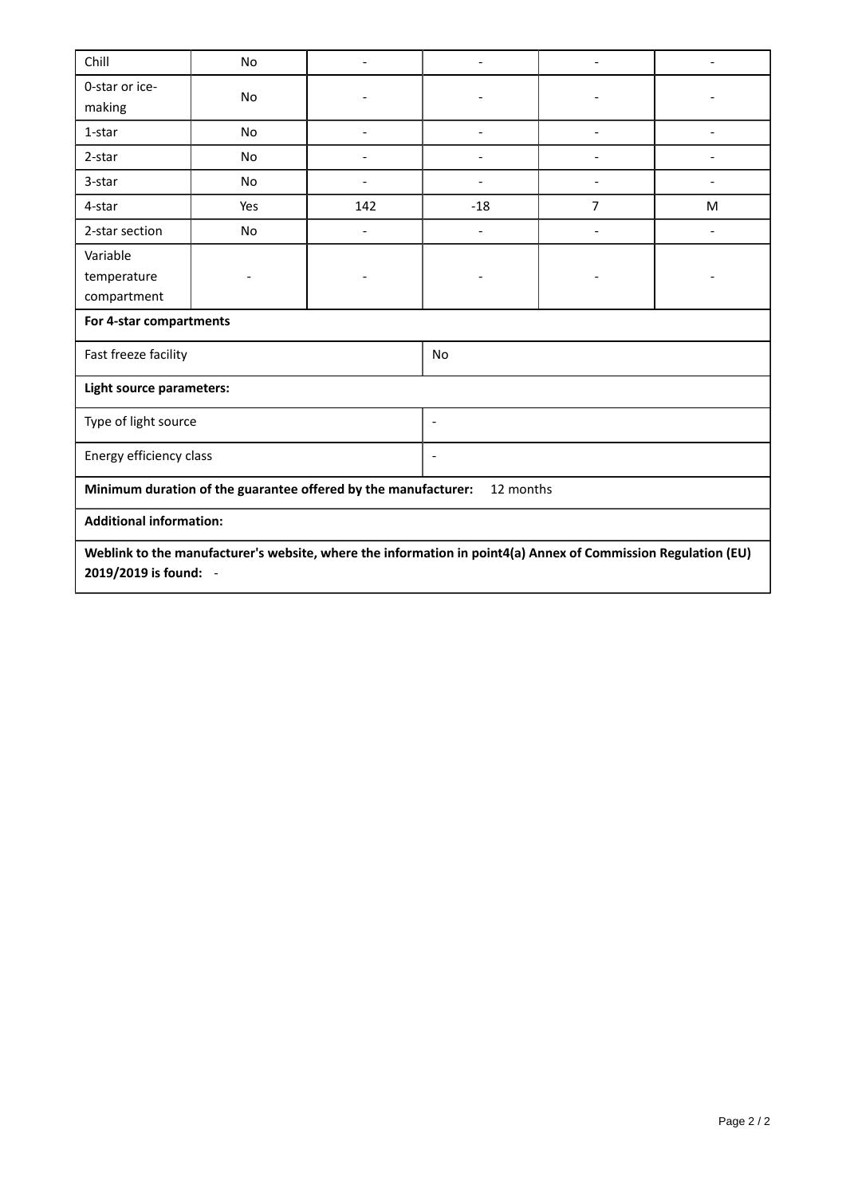| | | | | | |
|---|---|---|---|---|---|
| Chill | No | - | - | - | - |
| 0-star or ice-making | No | - | - | - | - |
| 1-star | No | - | - | - | - |
| 2-star | No | - | - | - | - |
| 3-star | No | - | - | - | - |
| 4-star | Yes | 142 | -18 | 7 | M |
| 2-star section | No | - | - | - | - |
| Variable temperature compartment | - | - | - | - | - |

| | |
|---|---|
| **For 4-star compartments** | |
| Fast freeze facility | No |
| **Light source parameters:** | |
| Type of light source | - |
| Energy efficiency class | - |

**Minimum duration of the guarantee offered by the manufacturer:** 12 months

**Additional information:**

**Weblink to the manufacturer's website, where the information in point4(a) Annex of Commission Regulation (EU) 2019/2019 is found:** -